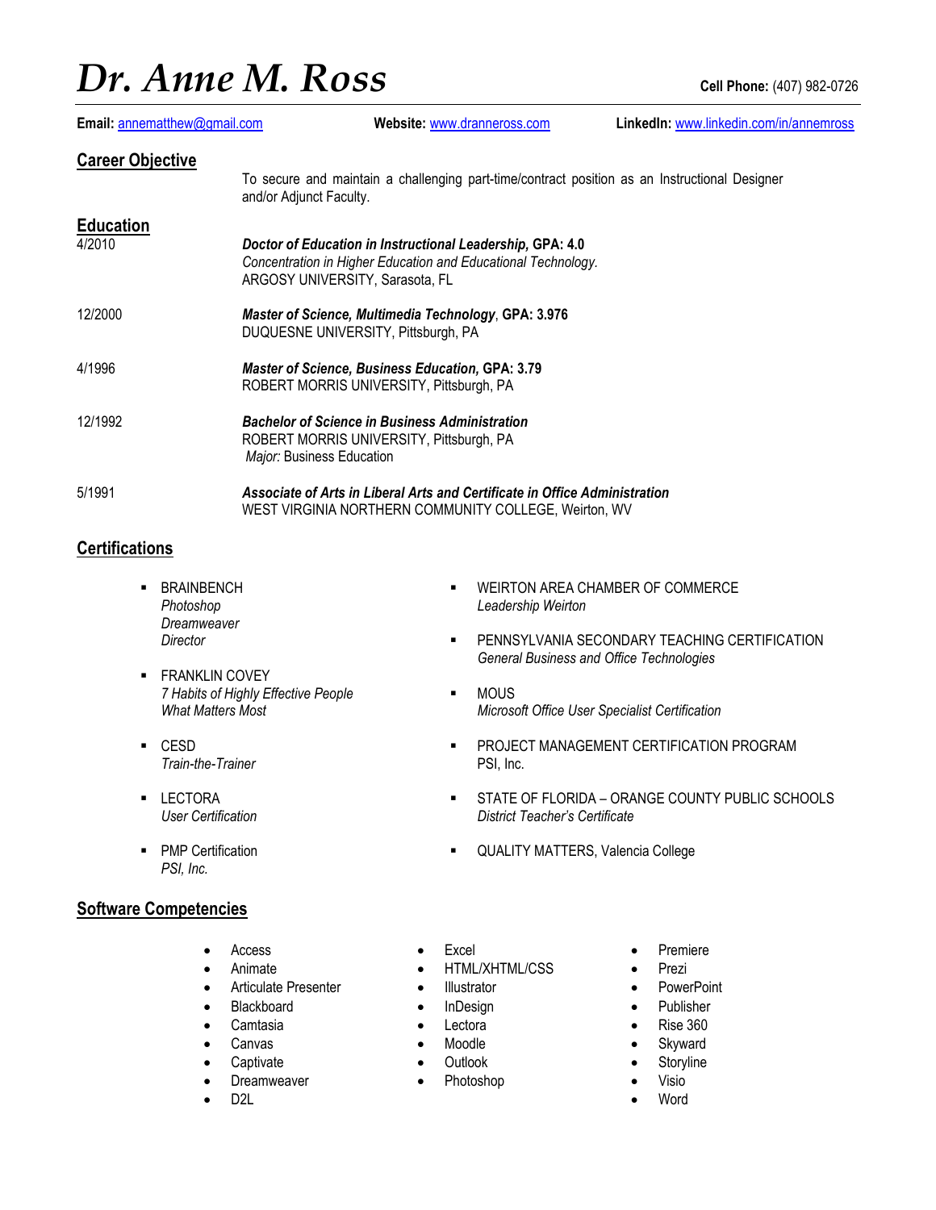# Dr. Anne M. Ross

**Cell Phone:** (407) 982-0726

**Email:** annematthew@gmail.com **Website:** www.dranneross.com **LinkedIn:** www.linkedin.com/in/annemross

## Career Objective

To secure and maintain a challenging part-time/contract position as an Instructional Designer and/or Adjunct Faculty.

## Education

4/2010 — ***Doctor of Education in Instructional Leadership*, GPA: 4.0**
*Concentration in Higher Education and Educational Technology.*
ARGOSY UNIVERSITY, Sarasota, FL

12/2000 — ***Master of Science, Multimedia Technology*, GPA: 3.976**
DUQUESNE UNIVERSITY, Pittsburgh, PA

4/1996 — ***Master of Science, Business Education*, GPA: 3.79**
ROBERT MORRIS UNIVERSITY, Pittsburgh, PA

12/1992 — ***Bachelor of Science in Business Administration***
ROBERT MORRIS UNIVERSITY, Pittsburgh, PA
*Major:* Business Education

5/1991 — ***Associate of Arts in Liberal Arts and Certificate in Office Administration***
WEST VIRGINIA NORTHERN COMMUNITY COLLEGE, Weirton, WV

## Certifications

- BRAINBENCH
  *Photoshop*
  *Dreamweaver*
  *Director*
- FRANKLIN COVEY
  *7 Habits of Highly Effective People*
  *What Matters Most*
- CESD
  *Train-the-Trainer*
- LECTORA
  *User Certification*
- PMP Certification
  *PSI, Inc.*
- WEIRTON AREA CHAMBER OF COMMERCE
  *Leadership Weirton*
- PENNSYLVANIA SECONDARY TEACHING CERTIFICATION
  *General Business and Office Technologies*
- MOUS
  *Microsoft Office User Specialist Certification*
- PROJECT MANAGEMENT CERTIFICATION PROGRAM
  PSI, Inc.
- STATE OF FLORIDA – ORANGE COUNTY PUBLIC SCHOOLS
  *District Teacher's Certificate*
- QUALITY MATTERS, Valencia College

## Software Competencies

- Access
- Animate
- Articulate Presenter
- Blackboard
- Camtasia
- Canvas
- Captivate
- Dreamweaver
- D2L
- Excel
- HTML/XHTML/CSS
- Illustrator
- InDesign
- Lectora
- Moodle
- Outlook
- Photoshop
- Premiere
- Prezi
- PowerPoint
- Publisher
- Rise 360
- Skyward
- Storyline
- Visio
- Word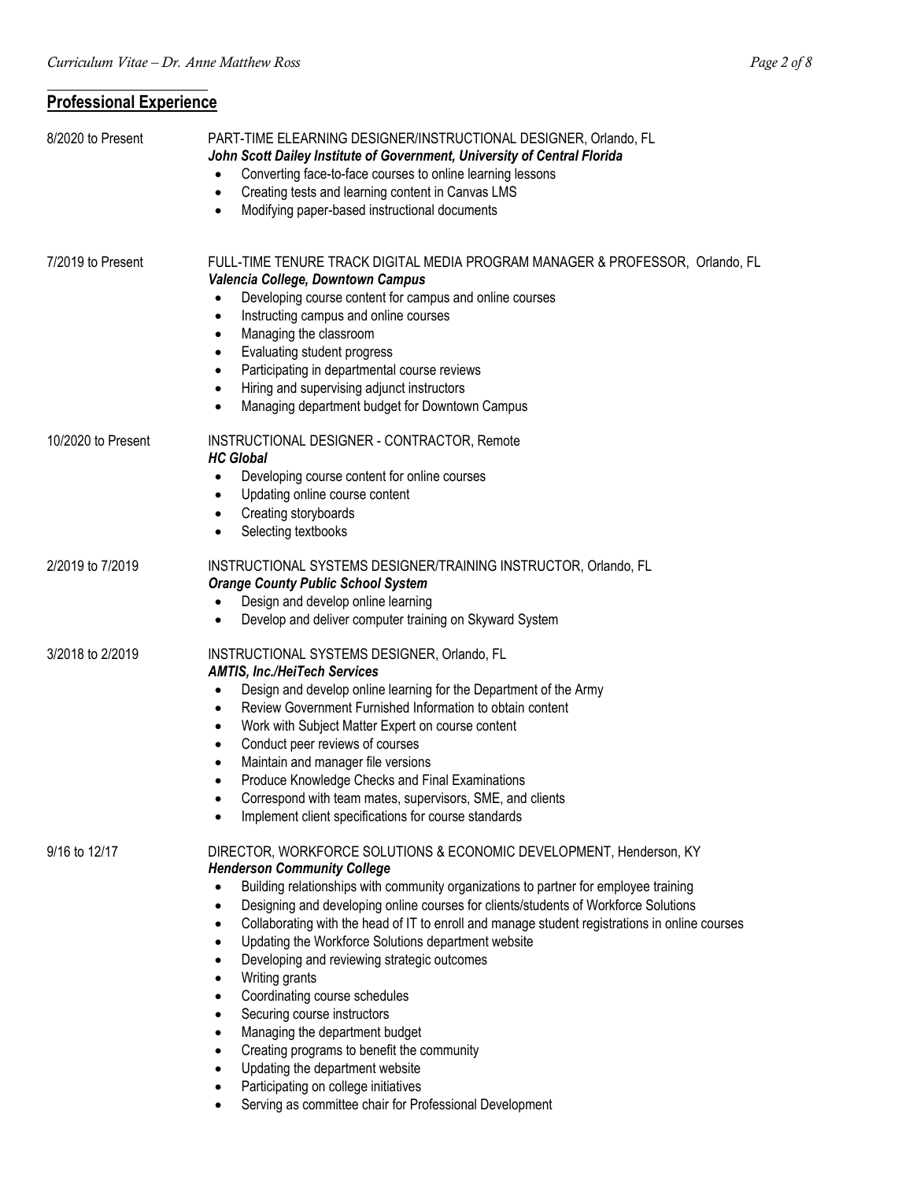## Professional Experience

**8/2020 to Present**

PART-TIME ELEARNING DESIGNER/INSTRUCTIONAL DESIGNER, Orlando, FL
***John Scott Dailey Institute of Government, University of Central Florida***

- Converting face-to-face courses to online learning lessons
- Creating tests and learning content in Canvas LMS
- Modifying paper-based instructional documents

**7/2019 to Present**

FULL-TIME TENURE TRACK DIGITAL MEDIA PROGRAM MANAGER & PROFESSOR, Orlando, FL
***Valencia College, Downtown Campus***

- Developing course content for campus and online courses
- Instructing campus and online courses
- Managing the classroom
- Evaluating student progress
- Participating in departmental course reviews
- Hiring and supervising adjunct instructors
- Managing department budget for Downtown Campus

**10/2020 to Present**

INSTRUCTIONAL DESIGNER - CONTRACTOR, Remote
***HC Global***

- Developing course content for online courses
- Updating online course content
- Creating storyboards
- Selecting textbooks

**2/2019 to 7/2019**

INSTRUCTIONAL SYSTEMS DESIGNER/TRAINING INSTRUCTOR, Orlando, FL
***Orange County Public School System***

- Design and develop online learning
- Develop and deliver computer training on Skyward System

**3/2018 to 2/2019**

INSTRUCTIONAL SYSTEMS DESIGNER, Orlando, FL
***AMTIS, Inc./HeiTech Services***

- Design and develop online learning for the Department of the Army
- Review Government Furnished Information to obtain content
- Work with Subject Matter Expert on course content
- Conduct peer reviews of courses
- Maintain and manager file versions
- Produce Knowledge Checks and Final Examinations
- Correspond with team mates, supervisors, SME, and clients
- Implement client specifications for course standards

**9/16 to 12/17**

DIRECTOR, WORKFORCE SOLUTIONS & ECONOMIC DEVELOPMENT, Henderson, KY
***Henderson Community College***

- Building relationships with community organizations to partner for employee training
- Designing and developing online courses for clients/students of Workforce Solutions
- Collaborating with the head of IT to enroll and manage student registrations in online courses
- Updating the Workforce Solutions department website
- Developing and reviewing strategic outcomes
- Writing grants
- Coordinating course schedules
- Securing course instructors
- Managing the department budget
- Creating programs to benefit the community
- Updating the department website
- Participating on college initiatives
- Serving as committee chair for Professional Development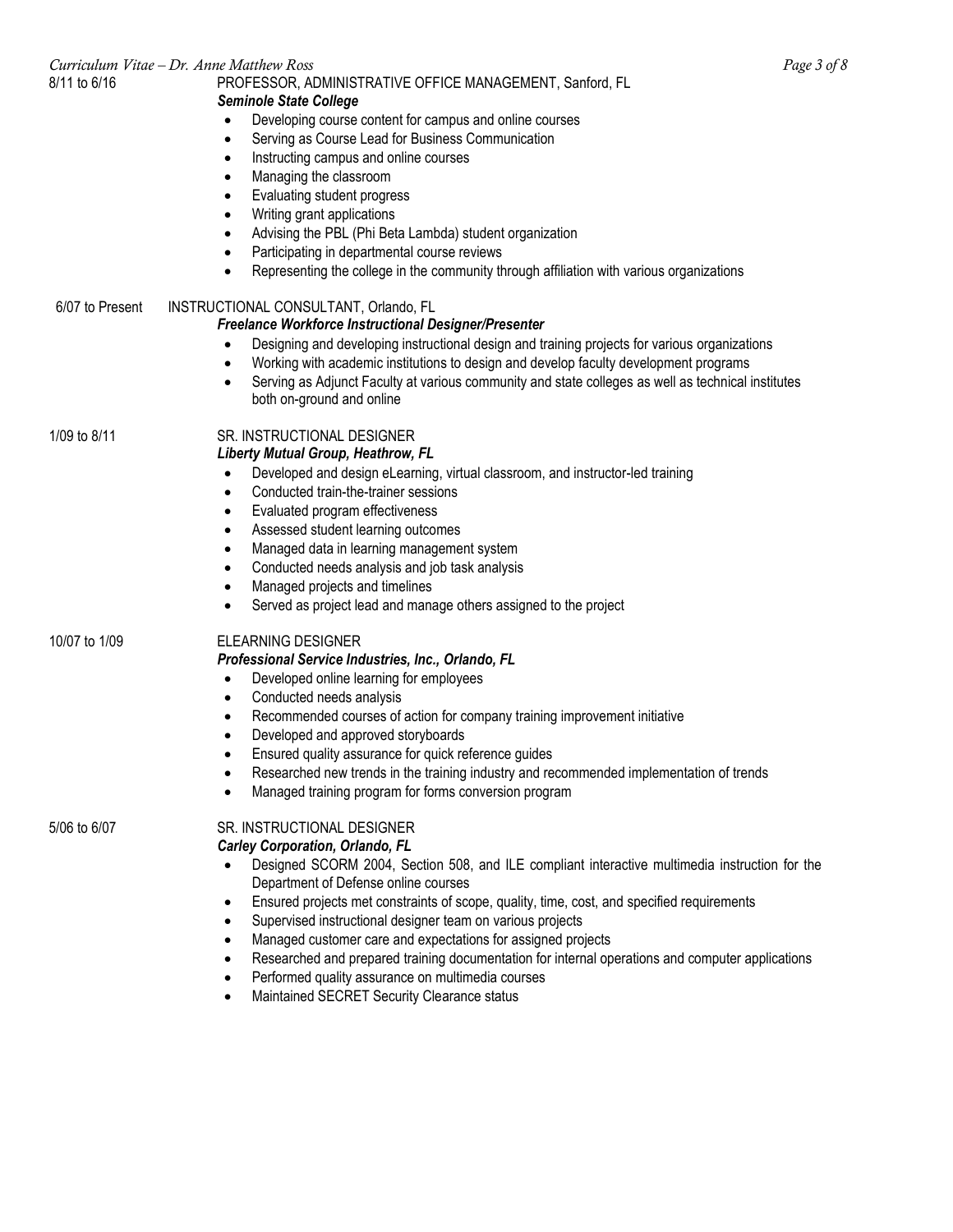8/11 to 6/16 PROFESSOR, ADMINISTRATIVE OFFICE MANAGEMENT, Sanford, FL
***Seminole State College***

- Developing course content for campus and online courses
- Serving as Course Lead for Business Communication
- Instructing campus and online courses
- Managing the classroom
- Evaluating student progress
- Writing grant applications
- Advising the PBL (Phi Beta Lambda) student organization
- Participating in departmental course reviews
- Representing the college in the community through affiliation with various organizations

6/07 to Present INSTRUCTIONAL CONSULTANT, Orlando, FL
***Freelance Workforce Instructional Designer/Presenter***

- Designing and developing instructional design and training projects for various organizations
- Working with academic institutions to design and develop faculty development programs
- Serving as Adjunct Faculty at various community and state colleges as well as technical institutes both on-ground and online

1/09 to 8/11 SR. INSTRUCTIONAL DESIGNER
***Liberty Mutual Group, Heathrow, FL***

- Developed and design eLearning, virtual classroom, and instructor-led training
- Conducted train-the-trainer sessions
- Evaluated program effectiveness
- Assessed student learning outcomes
- Managed data in learning management system
- Conducted needs analysis and job task analysis
- Managed projects and timelines
- Served as project lead and manage others assigned to the project

10/07 to 1/09 ELEARNING DESIGNER
***Professional Service Industries, Inc., Orlando, FL***

- Developed online learning for employees
- Conducted needs analysis
- Recommended courses of action for company training improvement initiative
- Developed and approved storyboards
- Ensured quality assurance for quick reference guides
- Researched new trends in the training industry and recommended implementation of trends
- Managed training program for forms conversion program

5/06 to 6/07 SR. INSTRUCTIONAL DESIGNER
***Carley Corporation, Orlando, FL***

- Designed SCORM 2004, Section 508, and ILE compliant interactive multimedia instruction for the Department of Defense online courses
- Ensured projects met constraints of scope, quality, time, cost, and specified requirements
- Supervised instructional designer team on various projects
- Managed customer care and expectations for assigned projects
- Researched and prepared training documentation for internal operations and computer applications
- Performed quality assurance on multimedia courses
- Maintained SECRET Security Clearance status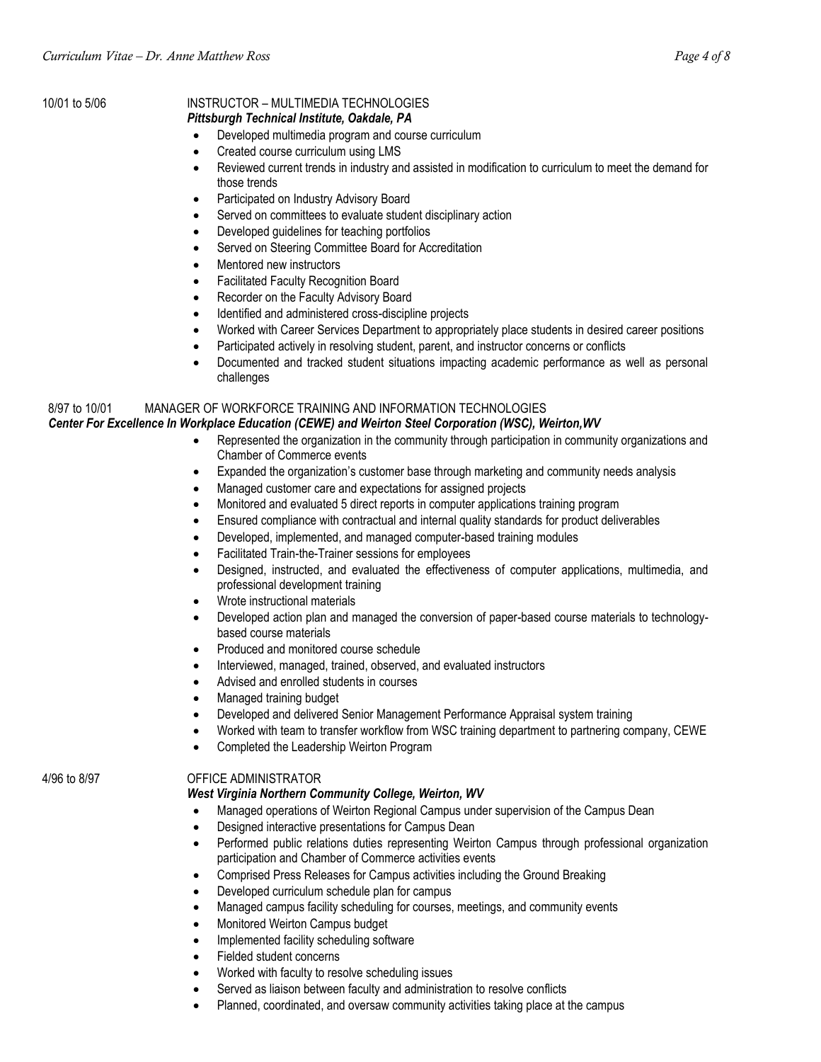10/01 to 5/06 INSTRUCTOR – MULTIMEDIA TECHNOLOGIES
***Pittsburgh Technical Institute, Oakdale, PA***

- Developed multimedia program and course curriculum
- Created course curriculum using LMS
- Reviewed current trends in industry and assisted in modification to curriculum to meet the demand for those trends
- Participated on Industry Advisory Board
- Served on committees to evaluate student disciplinary action
- Developed guidelines for teaching portfolios
- Served on Steering Committee Board for Accreditation
- Mentored new instructors
- Facilitated Faculty Recognition Board
- Recorder on the Faculty Advisory Board
- Identified and administered cross-discipline projects
- Worked with Career Services Department to appropriately place students in desired career positions
- Participated actively in resolving student, parent, and instructor concerns or conflicts
- Documented and tracked student situations impacting academic performance as well as personal challenges

8/97 to 10/01 MANAGER OF WORKFORCE TRAINING AND INFORMATION TECHNOLOGIES
***Center For Excellence In Workplace Education (CEWE) and Weirton Steel Corporation (WSC), Weirton,WV***

- Represented the organization in the community through participation in community organizations and Chamber of Commerce events
- Expanded the organization's customer base through marketing and community needs analysis
- Managed customer care and expectations for assigned projects
- Monitored and evaluated 5 direct reports in computer applications training program
- Ensured compliance with contractual and internal quality standards for product deliverables
- Developed, implemented, and managed computer-based training modules
- Facilitated Train-the-Trainer sessions for employees
- Designed, instructed, and evaluated the effectiveness of computer applications, multimedia, and professional development training
- Wrote instructional materials
- Developed action plan and managed the conversion of paper-based course materials to technology-based course materials
- Produced and monitored course schedule
- Interviewed, managed, trained, observed, and evaluated instructors
- Advised and enrolled students in courses
- Managed training budget
- Developed and delivered Senior Management Performance Appraisal system training
- Worked with team to transfer workflow from WSC training department to partnering company, CEWE
- Completed the Leadership Weirton Program

4/96 to 8/97 OFFICE ADMINISTRATOR
***West Virginia Northern Community College, Weirton, WV***

- Managed operations of Weirton Regional Campus under supervision of the Campus Dean
- Designed interactive presentations for Campus Dean
- Performed public relations duties representing Weirton Campus through professional organization participation and Chamber of Commerce activities events
- Comprised Press Releases for Campus activities including the Ground Breaking
- Developed curriculum schedule plan for campus
- Managed campus facility scheduling for courses, meetings, and community events
- Monitored Weirton Campus budget
- Implemented facility scheduling software
- Fielded student concerns
- Worked with faculty to resolve scheduling issues
- Served as liaison between faculty and administration to resolve conflicts
- Planned, coordinated, and oversaw community activities taking place at the campus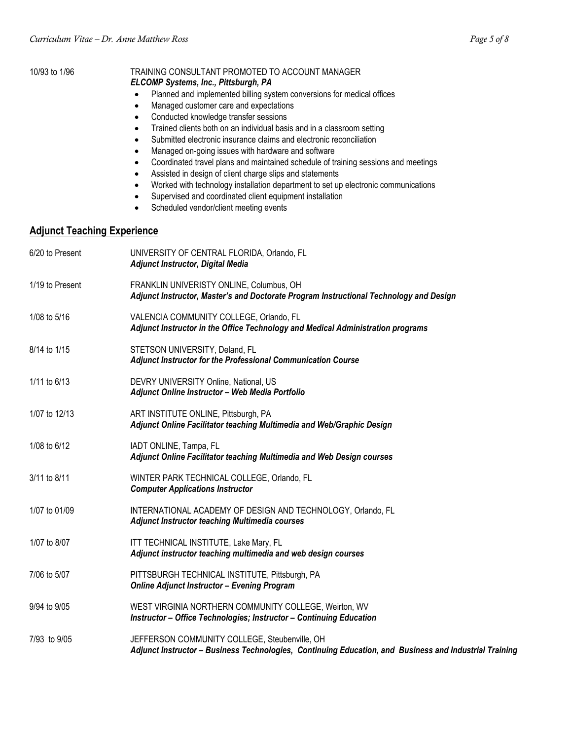10/93 to 1/96 TRAINING CONSULTANT PROMOTED TO ACCOUNT MANAGER
***ELCOMP Systems, Inc., Pittsburgh, PA***

- Planned and implemented billing system conversions for medical offices
- Managed customer care and expectations
- Conducted knowledge transfer sessions
- Trained clients both on an individual basis and in a classroom setting
- Submitted electronic insurance claims and electronic reconciliation
- Managed on-going issues with hardware and software
- Coordinated travel plans and maintained schedule of training sessions and meetings
- Assisted in design of client charge slips and statements
- Worked with technology installation department to set up electronic communications
- Supervised and coordinated client equipment installation
- Scheduled vendor/client meeting events

## Adjunct Teaching Experience

6/20 to Present UNIVERSITY OF CENTRAL FLORIDA, Orlando, FL
***Adjunct Instructor, Digital Media***

1/19 to Present FRANKLIN UNIVERISTY ONLINE, Columbus, OH
***Adjunct Instructor, Master's and Doctorate Program Instructional Technology and Design***

1/08 to 5/16 VALENCIA COMMUNITY COLLEGE, Orlando, FL
***Adjunct Instructor in the Office Technology and Medical Administration programs***

8/14 to 1/15 STETSON UNIVERSITY, Deland, FL
***Adjunct Instructor for the Professional Communication Course***

1/11 to 6/13 DEVRY UNIVERSITY Online, National, US
***Adjunct Online Instructor – Web Media Portfolio***

1/07 to 12/13 ART INSTITUTE ONLINE, Pittsburgh, PA
***Adjunct Online Facilitator teaching Multimedia and Web/Graphic Design***

1/08 to 6/12 IADT ONLINE, Tampa, FL
***Adjunct Online Facilitator teaching Multimedia and Web Design courses***

3/11 to 8/11 WINTER PARK TECHNICAL COLLEGE, Orlando, FL
***Computer Applications Instructor***

1/07 to 01/09 INTERNATIONAL ACADEMY OF DESIGN AND TECHNOLOGY, Orlando, FL
***Adjunct Instructor teaching Multimedia courses***

1/07 to 8/07 ITT TECHNICAL INSTITUTE, Lake Mary, FL
***Adjunct instructor teaching multimedia and web design courses***

7/06 to 5/07 PITTSBURGH TECHNICAL INSTITUTE, Pittsburgh, PA
***Online Adjunct Instructor – Evening Program***

9/94 to 9/05 WEST VIRGINIA NORTHERN COMMUNITY COLLEGE, Weirton, WV
***Instructor – Office Technologies; Instructor – Continuing Education***

7/93 to 9/05 JEFFERSON COMMUNITY COLLEGE, Steubenville, OH
***Adjunct Instructor – Business Technologies, Continuing Education, and Business and Industrial Training***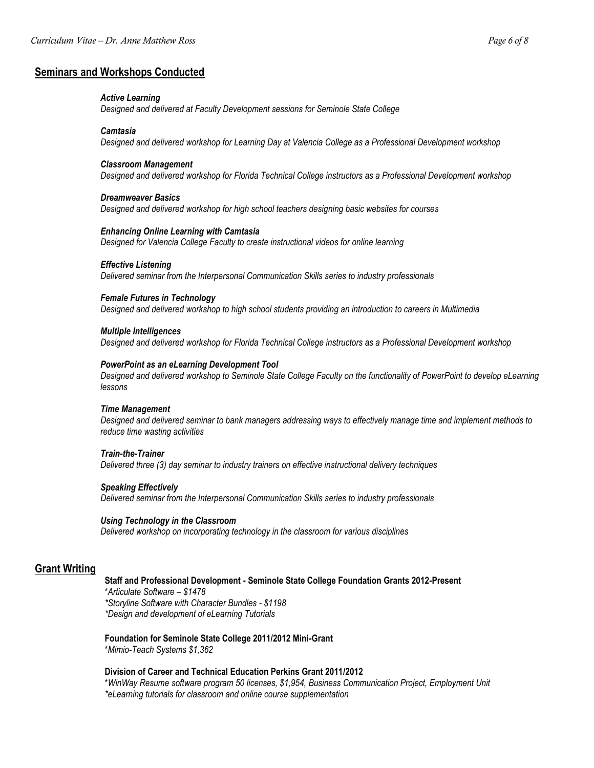## Seminars and Workshops Conducted

***Active Learning***
*Designed and delivered at Faculty Development sessions for Seminole State College*

***Camtasia***
*Designed and delivered workshop for Learning Day at Valencia College as a Professional Development workshop*

***Classroom Management***
*Designed and delivered workshop for Florida Technical College instructors as a Professional Development workshop*

***Dreamweaver Basics***
*Designed and delivered workshop for high school teachers designing basic websites for courses*

***Enhancing Online Learning with Camtasia***
*Designed for Valencia College Faculty to create instructional videos for online learning*

***Effective Listening***
*Delivered seminar from the Interpersonal Communication Skills series to industry professionals*

***Female Futures in Technology***
*Designed and delivered workshop to high school students providing an introduction to careers in Multimedia*

***Multiple Intelligences***
*Designed and delivered workshop for Florida Technical College instructors as a Professional Development workshop*

***PowerPoint as an eLearning Development Tool***
*Designed and delivered workshop to Seminole State College Faculty on the functionality of PowerPoint to develop eLearning lessons*

***Time Management***
*Designed and delivered seminar to bank managers addressing ways to effectively manage time and implement methods to reduce time wasting activities*

***Train-the-Trainer***
*Delivered three (3) day seminar to industry trainers on effective instructional delivery techniques*

***Speaking Effectively***
*Delivered seminar from the Interpersonal Communication Skills series to industry professionals*

***Using Technology in the Classroom***
*Delivered workshop on incorporating technology in the classroom for various disciplines*

## Grant Writing

**Staff and Professional Development - Seminole State College Foundation Grants 2012-Present**
*\*Articulate Software – $1478*
*\*Storyline Software with Character Bundles - $1198*
*\*Design and development of eLearning Tutorials*

**Foundation for Seminole State College 2011/2012 Mini-Grant**
*\*Mimio-Teach Systems $1,362*

**Division of Career and Technical Education Perkins Grant 2011/2012**
*\*WinWay Resume software program 50 licenses, $1,954, Business Communication Project, Employment Unit*
*\*eLearning tutorials for classroom and online course supplementation*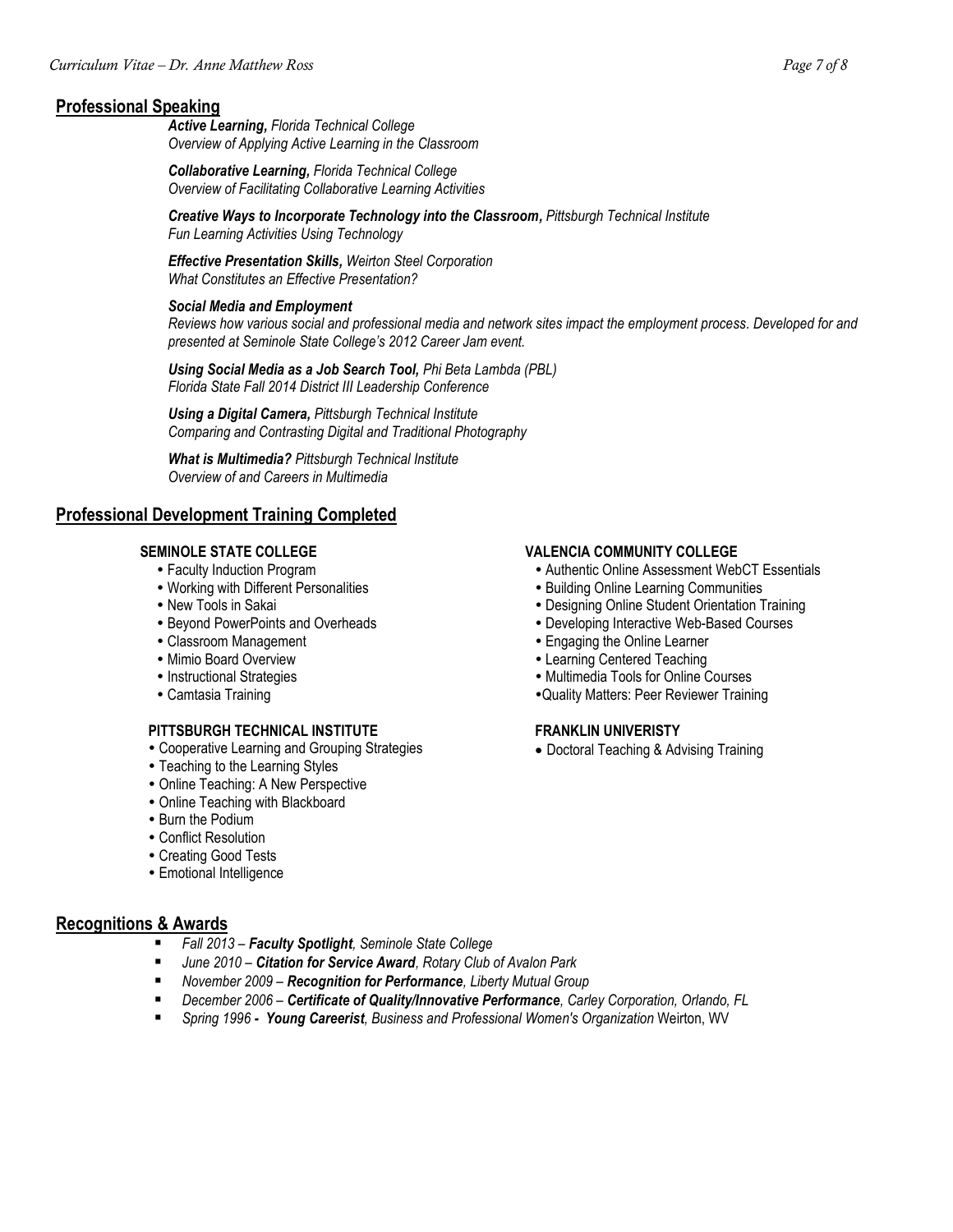## Professional Speaking

***Active Learning,*** *Florida Technical College*
*Overview of Applying Active Learning in the Classroom*

***Collaborative Learning,*** *Florida Technical College*
*Overview of Facilitating Collaborative Learning Activities*

***Creative Ways to Incorporate Technology into the Classroom,*** *Pittsburgh Technical Institute*
*Fun Learning Activities Using Technology*

***Effective Presentation Skills,*** *Weirton Steel Corporation*
*What Constitutes an Effective Presentation?*

***Social Media and Employment***
*Reviews how various social and professional media and network sites impact the employment process. Developed for and presented at Seminole State College's 2012 Career Jam event.*

***Using Social Media as a Job Search Tool,*** *Phi Beta Lambda (PBL)*
*Florida State Fall 2014 District III Leadership Conference*

***Using a Digital Camera,*** *Pittsburgh Technical Institute*
*Comparing and Contrasting Digital and Traditional Photography*

***What is Multimedia?*** *Pittsburgh Technical Institute*
*Overview of and Careers in Multimedia*

## Professional Development Training Completed

**SEMINOLE STATE COLLEGE**

- Faculty Induction Program
- Working with Different Personalities
- New Tools in Sakai
- Beyond PowerPoints and Overheads
- Classroom Management
- Mimio Board Overview
- Instructional Strategies
- Camtasia Training

**PITTSBURGH TECHNICAL INSTITUTE**

- Cooperative Learning and Grouping Strategies
- Teaching to the Learning Styles
- Online Teaching: A New Perspective
- Online Teaching with Blackboard
- Burn the Podium
- Conflict Resolution
- Creating Good Tests
- Emotional Intelligence

**VALENCIA COMMUNITY COLLEGE**

- Authentic Online Assessment WebCT Essentials
- Building Online Learning Communities
- Designing Online Student Orientation Training
- Developing Interactive Web-Based Courses
- Engaging the Online Learner
- Learning Centered Teaching
- Multimedia Tools for Online Courses
- Quality Matters: Peer Reviewer Training

**FRANKLIN UNIVERISTY**

- Doctoral Teaching & Advising Training

## Recognitions & Awards

- *Fall 2013 –* ***Faculty Spotlight****, Seminole State College*
- *June 2010 –* ***Citation for Service Award****, Rotary Club of Avalon Park*
- *November 2009 –* ***Recognition for Performance****, Liberty Mutual Group*
- *December 2006 –* ***Certificate of Quality/Innovative Performance****, Carley Corporation, Orlando, FL*
- *Spring 1996 -* ***Young Careerist****, Business and Professional Women's Organization* Weirton, WV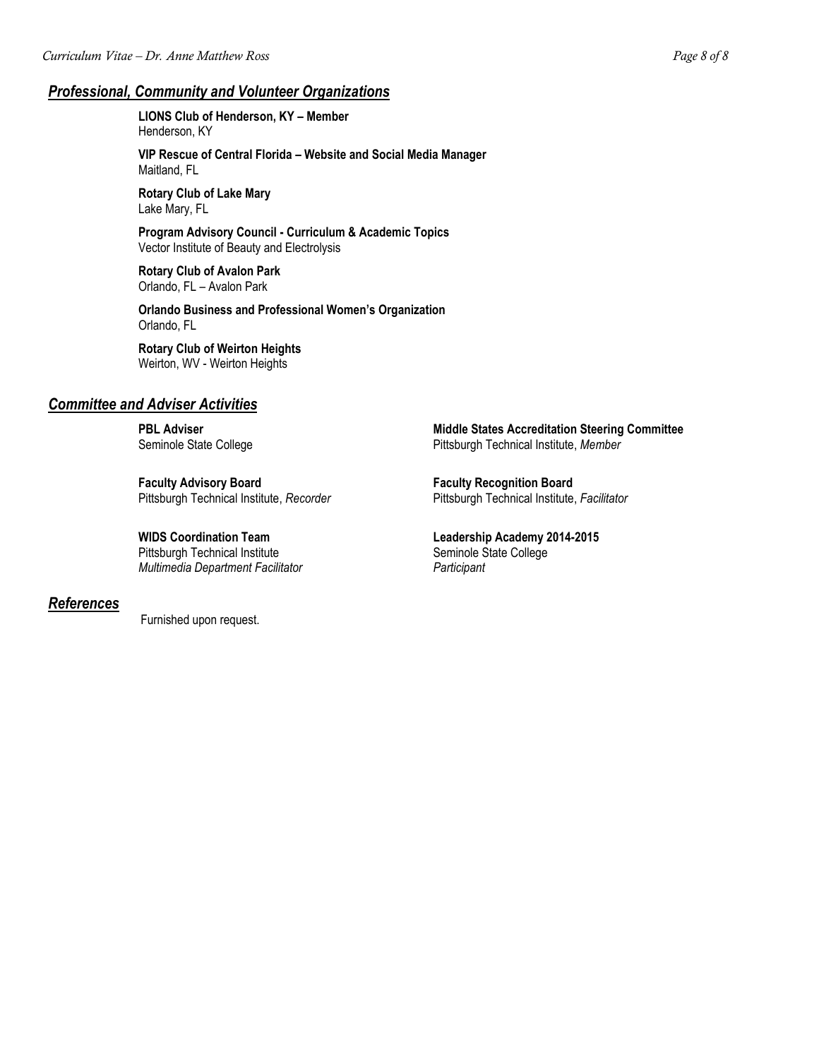## *Professional, Community and Volunteer Organizations*

**LIONS Club of Henderson, KY – Member**
Henderson, KY

**VIP Rescue of Central Florida – Website and Social Media Manager**
Maitland, FL

**Rotary Club of Lake Mary**
Lake Mary, FL

**Program Advisory Council - Curriculum & Academic Topics**
Vector Institute of Beauty and Electrolysis

**Rotary Club of Avalon Park**
Orlando, FL – Avalon Park

**Orlando Business and Professional Women's Organization**
Orlando, FL

**Rotary Club of Weirton Heights**
Weirton, WV - Weirton Heights

## *Committee and Adviser Activities*

**PBL Adviser**
Seminole State College

**Faculty Advisory Board**
Pittsburgh Technical Institute, *Recorder*

**WIDS Coordination Team**
Pittsburgh Technical Institute
*Multimedia Department Facilitator*

**Middle States Accreditation Steering Committee**
Pittsburgh Technical Institute, *Member*

**Faculty Recognition Board**
Pittsburgh Technical Institute, *Facilitator*

**Leadership Academy 2014-2015**
Seminole State College
*Participant*

## *References*

Furnished upon request.